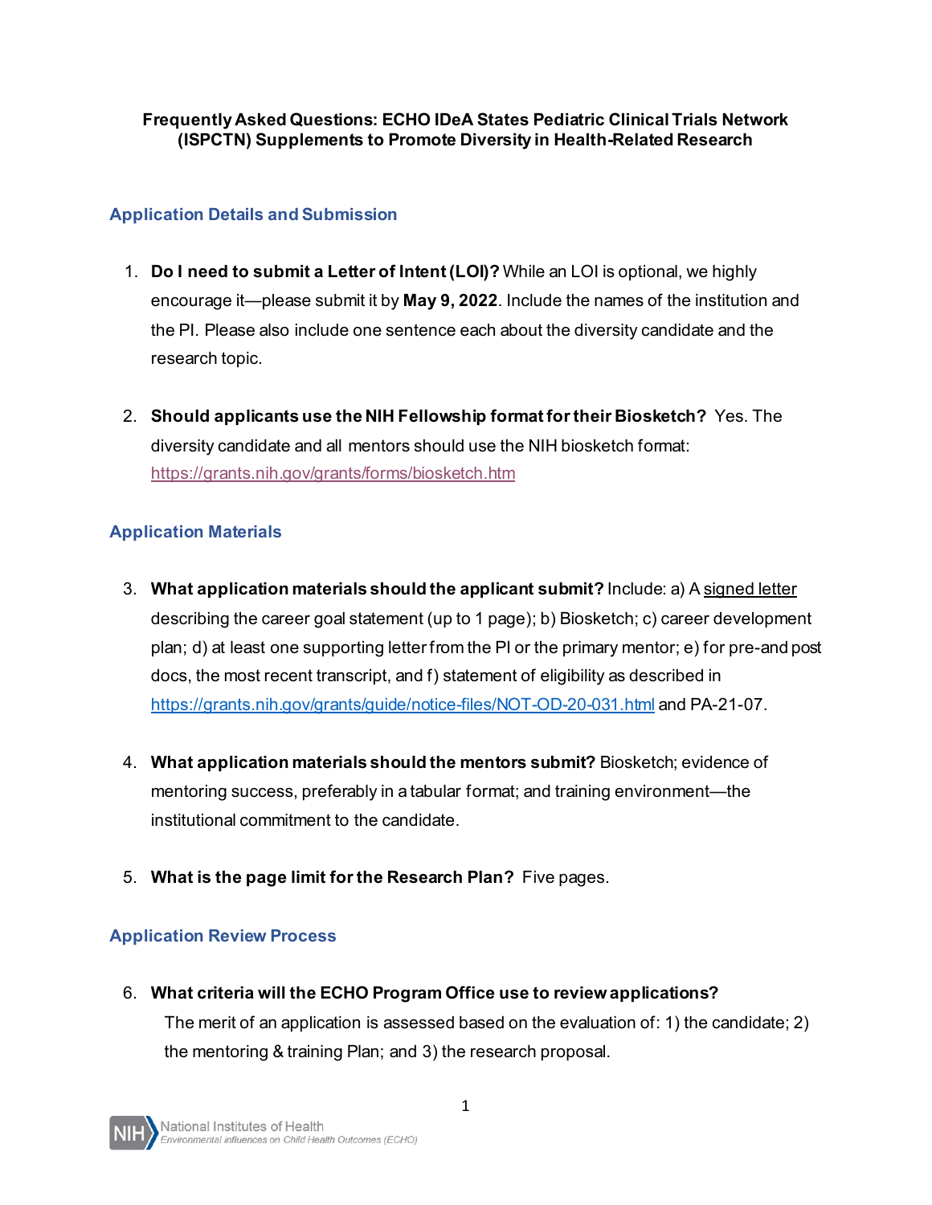**Frequently Asked Questions: ECHO IDeA States Pediatric Clinical Trials Network (ISPCTN) Supplements to Promote Diversity in Health-Related Research**

## Application Details and Submission

1. **Do I need to submit a Letter of Intent (LOI)?** While an LOI is optional, we highly encourage it—please submit it by **May 9, 2022**. Include the names of the institution and the PI. Please also include one sentence each about the diversity candidate and the research topic.

2. **Should applicants use the NIH Fellowship format for their Biosketch?** Yes. The diversity candidate and all mentors should use the NIH biosketch format: https://grants.nih.gov/grants/forms/biosketch.htm

## Application Materials

3. **What application materials should the applicant submit?** Include: a) A signed letter describing the career goal statement (up to 1 page); b) Biosketch; c) career development plan; d) at least one supporting letter from the PI or the primary mentor; e) for pre-and post docs, the most recent transcript, and f) statement of eligibility as described in https://grants.nih.gov/grants/guide/notice-files/NOT-OD-20-031.html and PA-21-07.

4. **What application materials should the mentors submit?** Biosketch; evidence of mentoring success, preferably in a tabular format; and training environment—the institutional commitment to the candidate.

5. **What is the page limit for the Research Plan?** Five pages.

## Application Review Process

6. **What criteria will the ECHO Program Office use to review applications?**
   The merit of an application is assessed based on the evaluation of: 1) the candidate; 2) the mentoring & training Plan; and 3) the research proposal.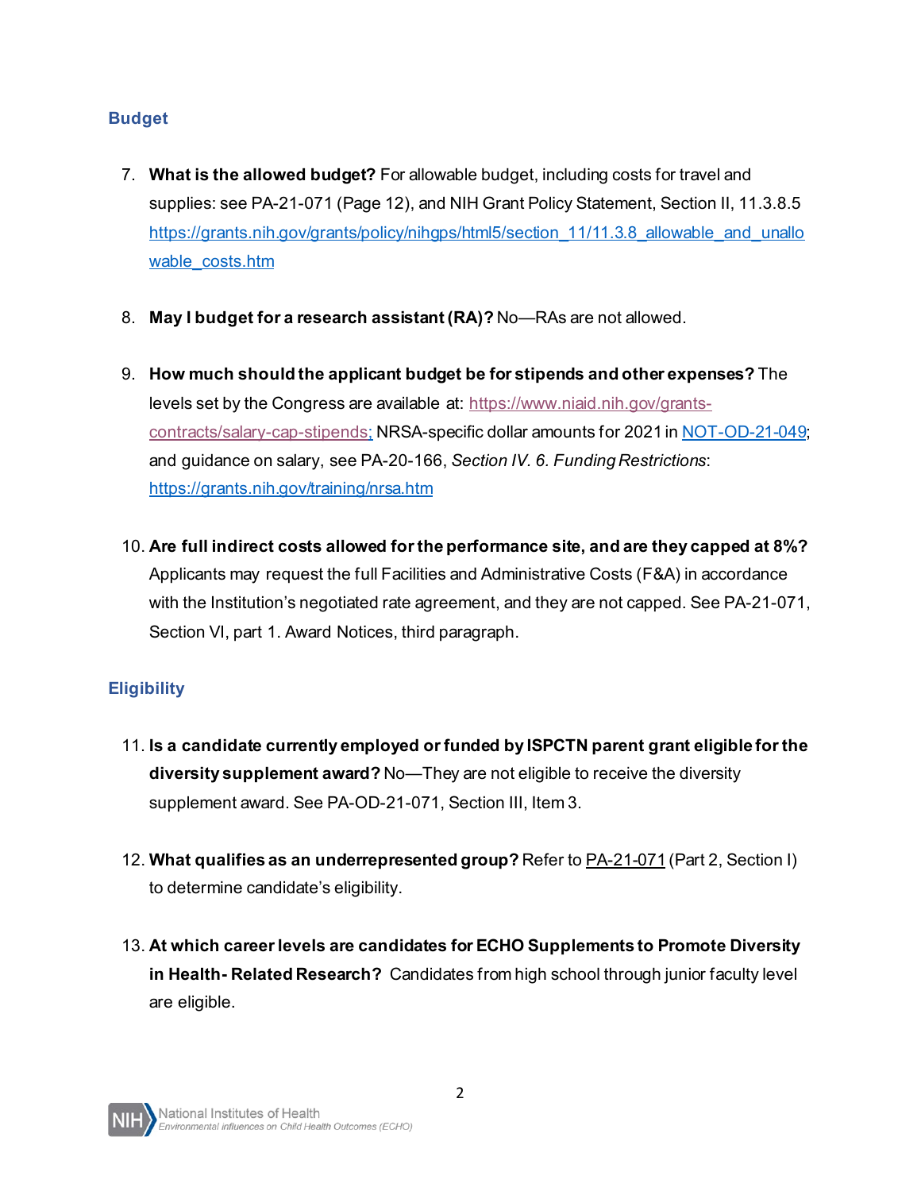## Budget

7. **What is the allowed budget?** For allowable budget, including costs for travel and supplies: see PA-21-071 (Page 12), and NIH Grant Policy Statement, Section II, 11.3.8.5 [https://grants.nih.gov/grants/policy/nihgps/html5/section_11/11.3.8_allowable_and_unallowable_costs.htm](https://grants.nih.gov/grants/policy/nihgps/html5/section_11/11.3.8_allowable_and_unallowable_costs.htm)

8. **May I budget for a research assistant (RA)?** No—RAs are not allowed.

9. **How much should the applicant budget be for stipends and other expenses?** The levels set by the Congress are available at: [https://www.niaid.nih.gov/grants-contracts/salary-cap-stipends;](https://www.niaid.nih.gov/grants-contracts/salary-cap-stipends) NRSA-specific dollar amounts for 2021 in NOT-OD-21-049; and guidance on salary, see PA-20-166, *Section IV. 6. Funding Restrictions*: [https://grants.nih.gov/training/nrsa.htm](https://grants.nih.gov/training/nrsa.htm)

10. **Are full indirect costs allowed for the performance site, and are they capped at 8%?** Applicants may request the full Facilities and Administrative Costs (F&A) in accordance with the Institution's negotiated rate agreement, and they are not capped. See PA-21-071, Section VI, part 1. Award Notices, third paragraph.

## Eligibility

11. **Is a candidate currently employed or funded by ISPCTN parent grant eligible for the diversity supplement award?** No—They are not eligible to receive the diversity supplement award. See PA-OD-21-071, Section III, Item 3.

12. **What qualifies as an underrepresented group?** Refer to PA-21-071 (Part 2, Section I) to determine candidate's eligibility.

13. **At which career levels are candidates for ECHO Supplements to Promote Diversity in Health- Related Research?** Candidates from high school through junior faculty level are eligible.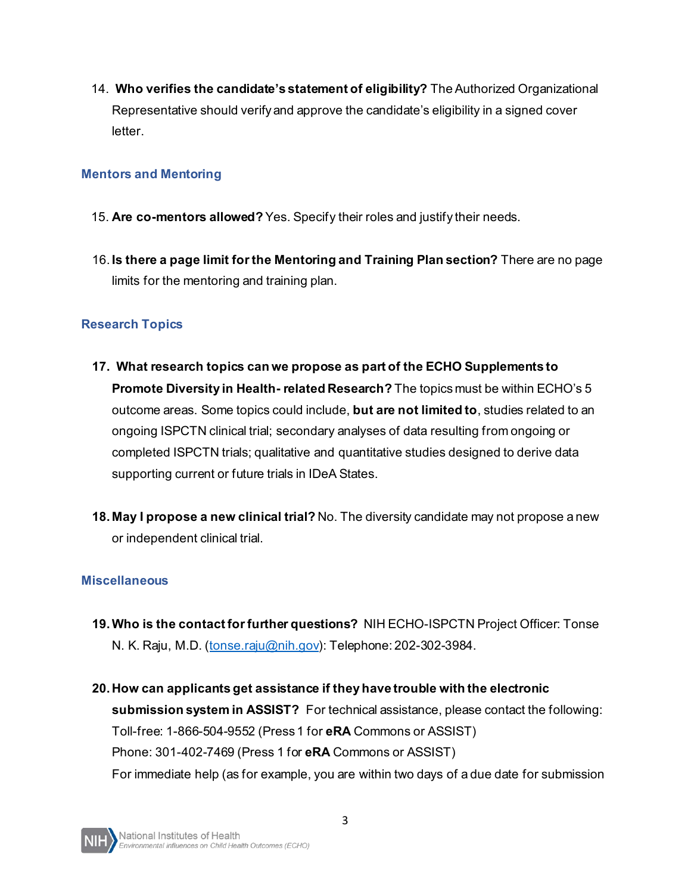14. **Who verifies the candidate's statement of eligibility?** The Authorized Organizational Representative should verify and approve the candidate's eligibility in a signed cover letter.

### Mentors and Mentoring

15. **Are co-mentors allowed?** Yes. Specify their roles and justify their needs.

16. **Is there a page limit for the Mentoring and Training Plan section?** There are no page limits for the mentoring and training plan.

### Research Topics

17. **What research topics can we propose as part of the ECHO Supplements to Promote Diversity in Health- related Research?** The topics must be within ECHO's 5 outcome areas. Some topics could include, **but are not limited to**, studies related to an ongoing ISPCTN clinical trial; secondary analyses of data resulting from ongoing or completed ISPCTN trials; qualitative and quantitative studies designed to derive data supporting current or future trials in IDeA States.

18. **May I propose a new clinical trial?** No. The diversity candidate may not propose a new or independent clinical trial.

### Miscellaneous

19. **Who is the contact for further questions?** NIH ECHO-ISPCTN Project Officer: Tonse N. K. Raju, M.D. (tonse.raju@nih.gov): Telephone: 202-302-3984.

20. **How can applicants get assistance if they have trouble with the electronic submission system in ASSIST?** For technical assistance, please contact the following:
    Toll-free: 1-866-504-9552 (Press 1 for **eRA** Commons or ASSIST)
    Phone: 301-402-7469 (Press 1 for **eRA** Commons or ASSIST)
    For immediate help (as for example, you are within two days of a due date for submission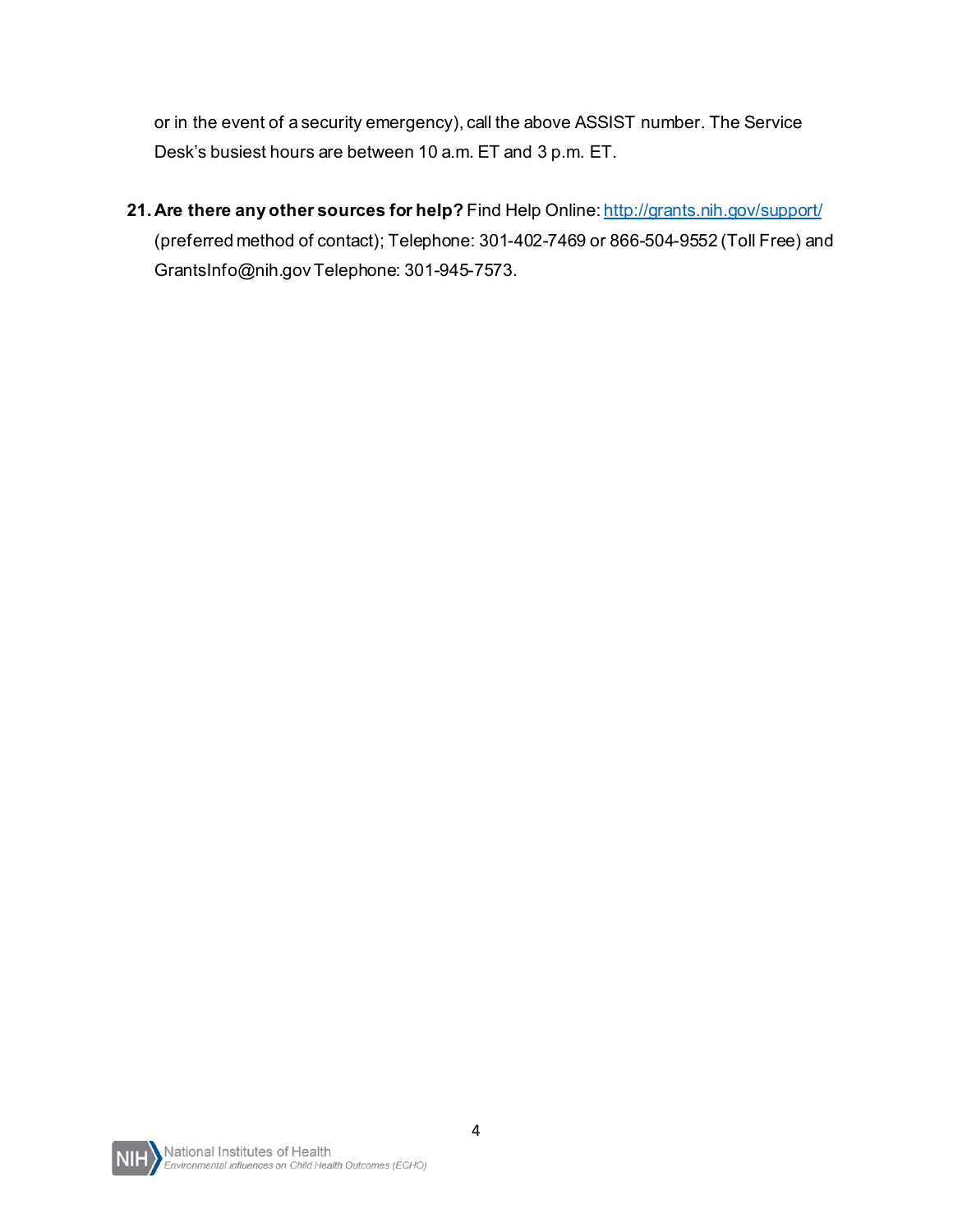or in the event of a security emergency), call the above ASSIST number. The Service Desk's busiest hours are between 10 a.m. ET and 3 p.m. ET.

21. **Are there any other sources for help?** Find Help Online: [http://grants.nih.gov/support/](http://grants.nih.gov/support/) (preferred method of contact); Telephone: 301-402-7469 or 866-504-9552 (Toll Free) and GrantsInfo@nih.gov Telephone: 301-945-7573.